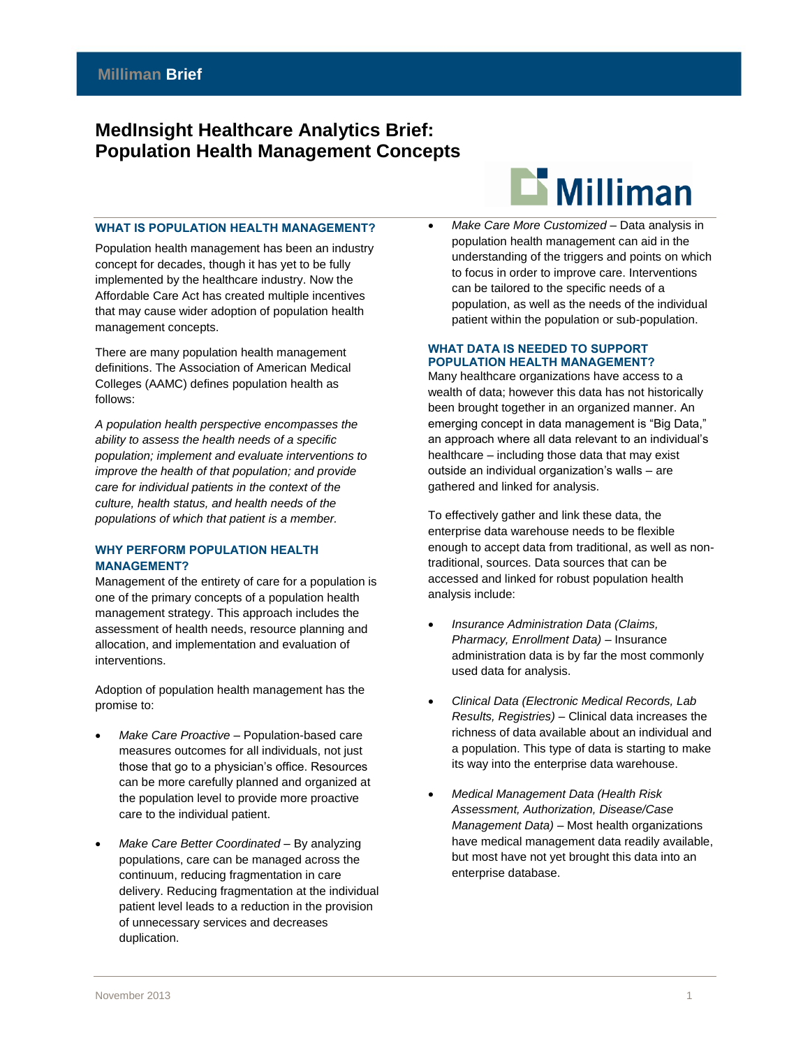Milliman Brief

# MedInsight Healthcare Analytics Brief: Population Health Management Concepts

## WHAT IS POPULATION HEALTH MANAGEMENT?

Population health management has been an industry concept for decades, though it has yet to be fully implemented by the healthcare industry. Now the Affordable Care Act has created multiple incentives that may cause wider adoption of population health management concepts.

There are many population health management definitions. The Association of American Medical Colleges (AAMC) defines population health as follows:

*A population health perspective encompasses the ability to assess the health needs of a specific population; implement and evaluate interventions to improve the health of that population; and provide care for individual patients in the context of the culture, health status, and health needs of the populations of which that patient is a member.*

## WHY PERFORM POPULATION HEALTH MANAGEMENT?

Management of the entirety of care for a population is one of the primary concepts of a population health management strategy. This approach includes the assessment of health needs, resource planning and allocation, and implementation and evaluation of interventions.

Adoption of population health management has the promise to:

- *Make Care Proactive* – Population-based care measures outcomes for all individuals, not just those that go to a physician's office. Resources can be more carefully planned and organized at the population level to provide more proactive care to the individual patient.

- *Make Care Better Coordinated* – By analyzing populations, care can be managed across the continuum, reducing fragmentation in care delivery. Reducing fragmentation at the individual patient level leads to a reduction in the provision of unnecessary services and decreases duplication.

- *Make Care More Customized* – Data analysis in population health management can aid in the understanding of the triggers and points on which to focus in order to improve care. Interventions can be tailored to the specific needs of a population, as well as the needs of the individual patient within the population or sub-population.

## WHAT DATA IS NEEDED TO SUPPORT POPULATION HEALTH MANAGEMENT?

Many healthcare organizations have access to a wealth of data; however this data has not historically been brought together in an organized manner. An emerging concept in data management is "Big Data," an approach where all data relevant to an individual's healthcare – including those data that may exist outside an individual organization's walls – are gathered and linked for analysis.

To effectively gather and link these data, the enterprise data warehouse needs to be flexible enough to accept data from traditional, as well as non-traditional, sources. Data sources that can be accessed and linked for robust population health analysis include:

- *Insurance Administration Data (Claims, Pharmacy, Enrollment Data)* – Insurance administration data is by far the most commonly used data for analysis.

- *Clinical Data (Electronic Medical Records, Lab Results, Registries)* – Clinical data increases the richness of data available about an individual and a population. This type of data is starting to make its way into the enterprise data warehouse.

- *Medical Management Data (Health Risk Assessment, Authorization, Disease/Case Management Data)* – Most health organizations have medical management data readily available, but most have not yet brought this data into an enterprise database.

November 2013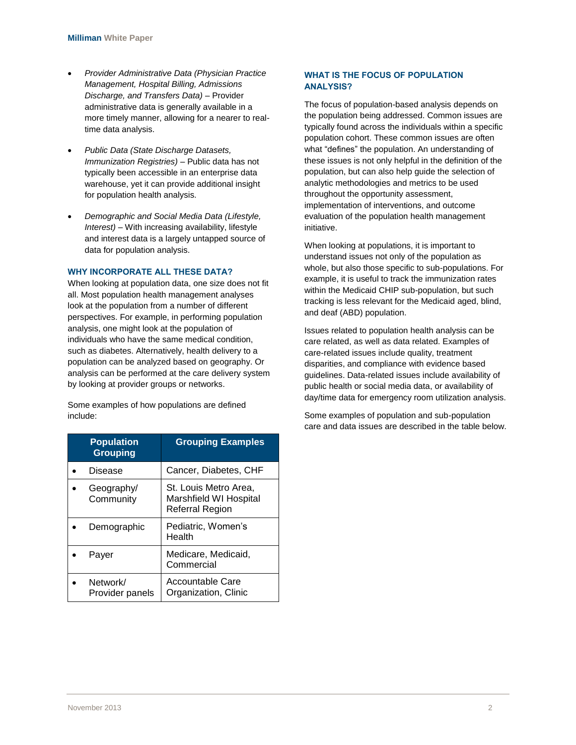- *Provider Administrative Data (Physician Practice Management, Hospital Billing, Admissions Discharge, and Transfers Data)* – Provider administrative data is generally available in a more timely manner, allowing for a nearer to real-time data analysis.

- *Public Data (State Discharge Datasets, Immunization Registries)* – Public data has not typically been accessible in an enterprise data warehouse, yet it can provide additional insight for population health analysis.

- *Demographic and Social Media Data (Lifestyle, Interest)* – With increasing availability, lifestyle and interest data is a largely untapped source of data for population analysis.

### WHY INCORPORATE ALL THESE DATA?

When looking at population data, one size does not fit all. Most population health management analyses look at the population from a number of different perspectives. For example, in performing population analysis, one might look at the population of individuals who have the same medical condition, such as diabetes. Alternatively, health delivery to a population can be analyzed based on geography. Or analysis can be performed at the care delivery system by looking at provider groups or networks.

Some examples of how populations are defined include:

| Population Grouping | Grouping Examples |
|---|---|
| • Disease | Cancer, Diabetes, CHF |
| • Geography/ Community | St. Louis Metro Area, Marshfield WI Hospital Referral Region |
| • Demographic | Pediatric, Women's Health |
| • Payer | Medicare, Medicaid, Commercial |
| • Network/ Provider panels | Accountable Care Organization, Clinic |

### WHAT IS THE FOCUS OF POPULATION ANALYSIS?

The focus of population-based analysis depends on the population being addressed. Common issues are typically found across the individuals within a specific population cohort. These common issues are often what "defines" the population. An understanding of these issues is not only helpful in the definition of the population, but can also help guide the selection of analytic methodologies and metrics to be used throughout the opportunity assessment, implementation of interventions, and outcome evaluation of the population health management initiative.

When looking at populations, it is important to understand issues not only of the population as whole, but also those specific to sub-populations. For example, it is useful to track the immunization rates within the Medicaid CHIP sub-population, but such tracking is less relevant for the Medicaid aged, blind, and deaf (ABD) population.

Issues related to population health analysis can be care related, as well as data related. Examples of care-related issues include quality, treatment disparities, and compliance with evidence based guidelines. Data-related issues include availability of public health or social media data, or availability of day/time data for emergency room utilization analysis.

Some examples of population and sub-population care and data issues are described in the table below.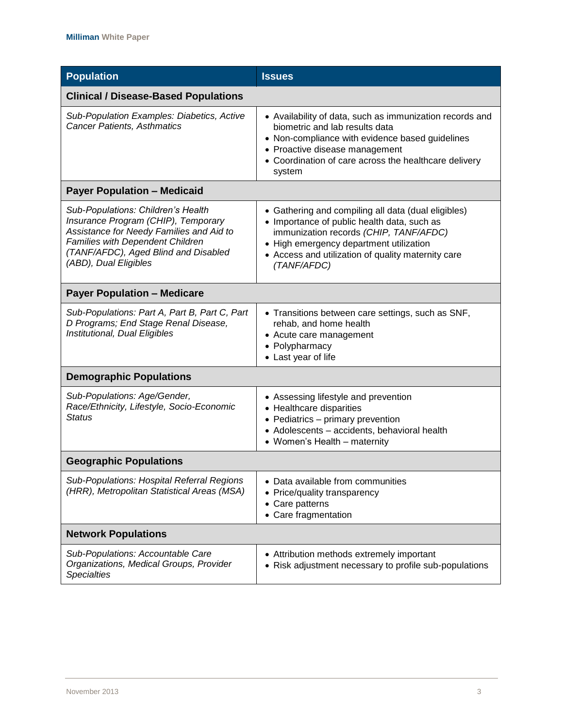| Population | Issues |
|---|---|
| **Clinical / Disease-Based Populations** | |
| *Sub-Population Examples: Diabetics, Active Cancer Patients, Asthmatics* | • Availability of data, such as immunization records and biometric and lab results data<br>• Non-compliance with evidence based guidelines<br>• Proactive disease management<br>• Coordination of care across the healthcare delivery system |
| **Payer Population – Medicaid** | |
| *Sub-Populations: Children's Health Insurance Program (CHIP), Temporary Assistance for Needy Families and Aid to Families with Dependent Children (TANF/AFDC), Aged Blind and Disabled (ABD), Dual Eligibles* | • Gathering and compiling all data (dual eligibles)<br>• Importance of public health data, such as immunization records *(CHIP, TANF/AFDC)*<br>• High emergency department utilization<br>• Access and utilization of quality maternity care *(TANF/AFDC)* |
| **Payer Population – Medicare** | |
| *Sub-Populations: Part A, Part B, Part C, Part D Programs; End Stage Renal Disease, Institutional, Dual Eligibles* | • Transitions between care settings, such as SNF, rehab, and home health<br>• Acute care management<br>• Polypharmacy<br>• Last year of life |
| **Demographic Populations** | |
| *Sub-Populations: Age/Gender, Race/Ethnicity, Lifestyle, Socio-Economic Status* | • Assessing lifestyle and prevention<br>• Healthcare disparities<br>• Pediatrics – primary prevention<br>• Adolescents – accidents, behavioral health<br>• Women's Health – maternity |
| **Geographic Populations** | |
| *Sub-Populations: Hospital Referral Regions (HRR), Metropolitan Statistical Areas (MSA)* | • Data available from communities<br>• Price/quality transparency<br>• Care patterns<br>• Care fragmentation |
| **Network Populations** | |
| *Sub-Populations: Accountable Care Organizations, Medical Groups, Provider Specialties* | • Attribution methods extremely important<br>• Risk adjustment necessary to profile sub-populations |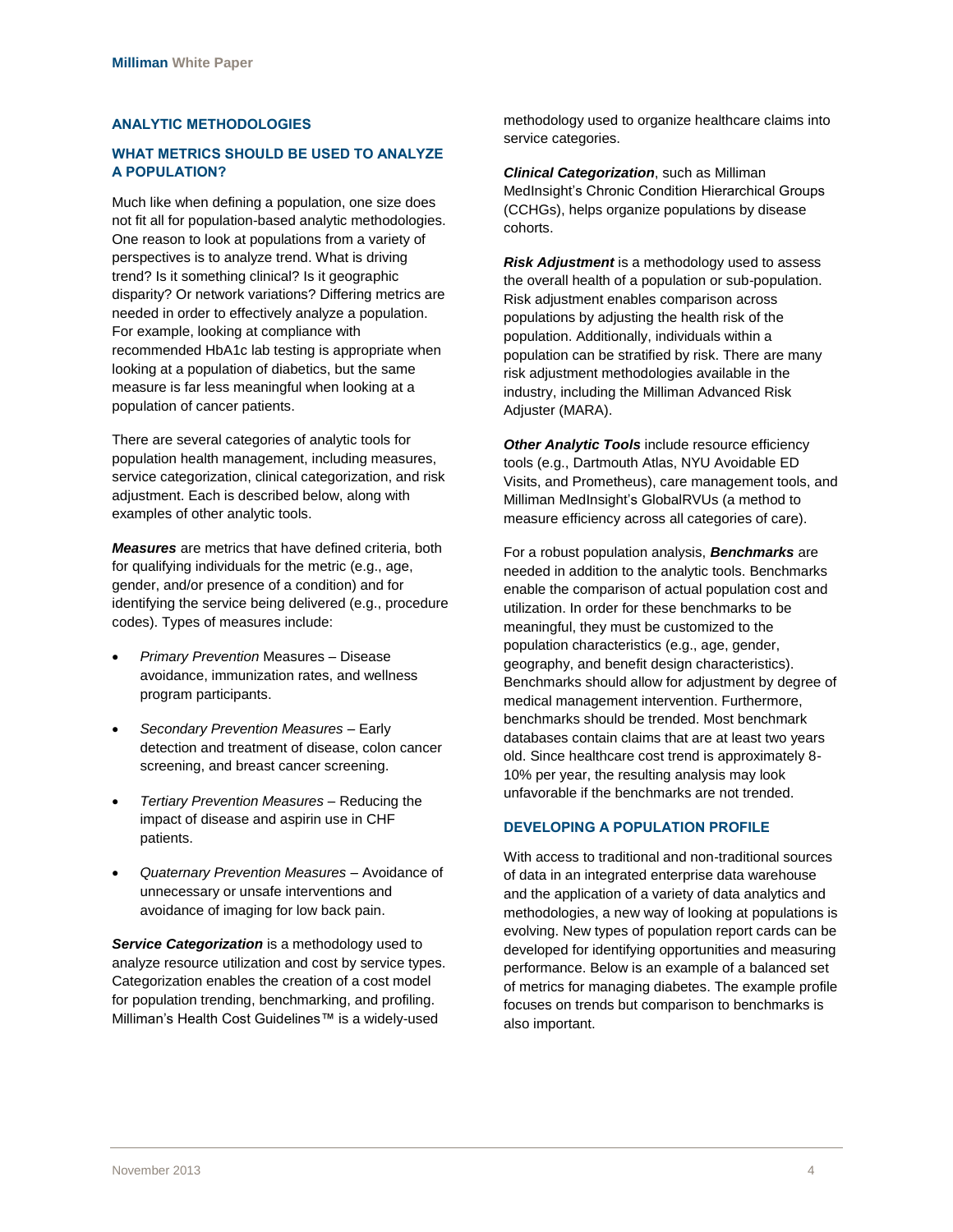## ANALYTIC METHODOLOGIES

### WHAT METRICS SHOULD BE USED TO ANALYZE A POPULATION?

Much like when defining a population, one size does not fit all for population-based analytic methodologies. One reason to look at populations from a variety of perspectives is to analyze trend. What is driving trend? Is it something clinical? Is it geographic disparity? Or network variations? Differing metrics are needed in order to effectively analyze a population. For example, looking at compliance with recommended HbA1c lab testing is appropriate when looking at a population of diabetics, but the same measure is far less meaningful when looking at a population of cancer patients.

There are several categories of analytic tools for population health management, including measures, service categorization, clinical categorization, and risk adjustment. Each is described below, along with examples of other analytic tools.

***Measures*** are metrics that have defined criteria, both for qualifying individuals for the metric (e.g., age, gender, and/or presence of a condition) and for identifying the service being delivered (e.g., procedure codes). Types of measures include:

- *Primary Prevention* Measures – Disease avoidance, immunization rates, and wellness program participants.
- *Secondary Prevention Measures* – Early detection and treatment of disease, colon cancer screening, and breast cancer screening.
- *Tertiary Prevention Measures* – Reducing the impact of disease and aspirin use in CHF patients.
- *Quaternary Prevention Measures* – Avoidance of unnecessary or unsafe interventions and avoidance of imaging for low back pain.

***Service Categorization*** is a methodology used to analyze resource utilization and cost by service types. Categorization enables the creation of a cost model for population trending, benchmarking, and profiling. Milliman's Health Cost Guidelines™ is a widely-used methodology used to organize healthcare claims into service categories.

***Clinical Categorization***, such as Milliman MedInsight's Chronic Condition Hierarchical Groups (CCHGs), helps organize populations by disease cohorts.

***Risk Adjustment*** is a methodology used to assess the overall health of a population or sub-population. Risk adjustment enables comparison across populations by adjusting the health risk of the population. Additionally, individuals within a population can be stratified by risk. There are many risk adjustment methodologies available in the industry, including the Milliman Advanced Risk Adjuster (MARA).

***Other Analytic Tools*** include resource efficiency tools (e.g., Dartmouth Atlas, NYU Avoidable ED Visits, and Prometheus), care management tools, and Milliman MedInsight's GlobalRVUs (a method to measure efficiency across all categories of care).

For a robust population analysis, ***Benchmarks*** are needed in addition to the analytic tools. Benchmarks enable the comparison of actual population cost and utilization. In order for these benchmarks to be meaningful, they must be customized to the population characteristics (e.g., age, gender, geography, and benefit design characteristics). Benchmarks should allow for adjustment by degree of medical management intervention. Furthermore, benchmarks should be trended. Most benchmark databases contain claims that are at least two years old. Since healthcare cost trend is approximately 8-10% per year, the resulting analysis may look unfavorable if the benchmarks are not trended.

### DEVELOPING A POPULATION PROFILE

With access to traditional and non-traditional sources of data in an integrated enterprise data warehouse and the application of a variety of data analytics and methodologies, a new way of looking at populations is evolving. New types of population report cards can be developed for identifying opportunities and measuring performance. Below is an example of a balanced set of metrics for managing diabetes. The example profile focuses on trends but comparison to benchmarks is also important.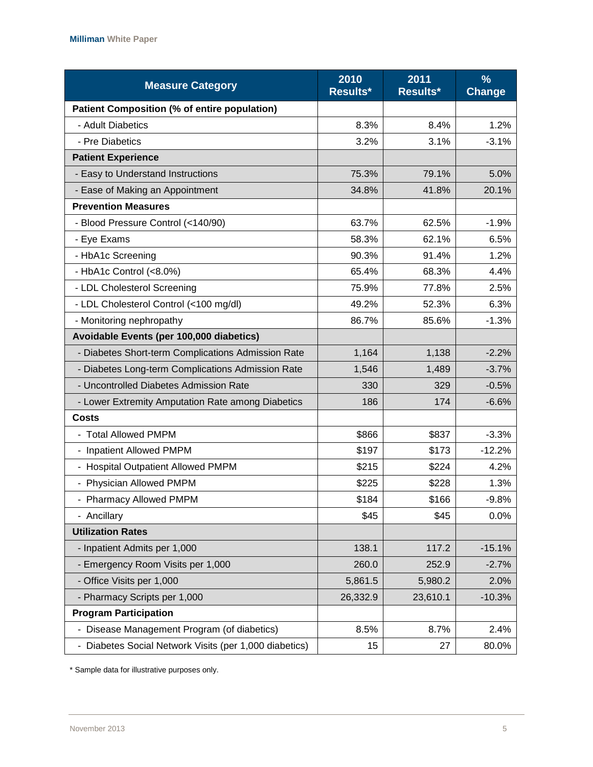| Measure Category | 2010 Results* | 2011 Results* | % Change |
|---|---|---|---|
| **Patient Composition (% of entire population)** | | | |
| - Adult Diabetics | 8.3% | 8.4% | 1.2% |
| - Pre Diabetics | 3.2% | 3.1% | -3.1% |
| **Patient Experience** | | | |
| - Easy to Understand Instructions | 75.3% | 79.1% | 5.0% |
| - Ease of Making an Appointment | 34.8% | 41.8% | 20.1% |
| **Prevention Measures** | | | |
| - Blood Pressure Control (<140/90) | 63.7% | 62.5% | -1.9% |
| - Eye Exams | 58.3% | 62.1% | 6.5% |
| - HbA1c Screening | 90.3% | 91.4% | 1.2% |
| - HbA1c Control (<8.0%) | 65.4% | 68.3% | 4.4% |
| - LDL Cholesterol Screening | 75.9% | 77.8% | 2.5% |
| - LDL Cholesterol Control (<100 mg/dl) | 49.2% | 52.3% | 6.3% |
| - Monitoring nephropathy | 86.7% | 85.6% | -1.3% |
| **Avoidable Events (per 100,000 diabetics)** | | | |
| - Diabetes Short-term Complications Admission Rate | 1,164 | 1,138 | -2.2% |
| - Diabetes Long-term Complications Admission Rate | 1,546 | 1,489 | -3.7% |
| - Uncontrolled Diabetes Admission Rate | 330 | 329 | -0.5% |
| - Lower Extremity Amputation Rate among Diabetics | 186 | 174 | -6.6% |
| **Costs** | | | |
| - Total Allowed PMPM | $866 | $837 | -3.3% |
| - Inpatient Allowed PMPM | $197 | $173 | -12.2% |
| - Hospital Outpatient Allowed PMPM | $215 | $224 | 4.2% |
| - Physician Allowed PMPM | $225 | $228 | 1.3% |
| - Pharmacy Allowed PMPM | $184 | $166 | -9.8% |
| - Ancillary | $45 | $45 | 0.0% |
| **Utilization Rates** | | | |
| - Inpatient Admits per 1,000 | 138.1 | 117.2 | -15.1% |
| - Emergency Room Visits per 1,000 | 260.0 | 252.9 | -2.7% |
| - Office Visits per 1,000 | 5,861.5 | 5,980.2 | 2.0% |
| - Pharmacy Scripts per 1,000 | 26,332.9 | 23,610.1 | -10.3% |
| **Program Participation** | | | |
| - Disease Management Program (of diabetics) | 8.5% | 8.7% | 2.4% |
| - Diabetes Social Network Visits (per 1,000 diabetics) | 15 | 27 | 80.0% |

* Sample data for illustrative purposes only.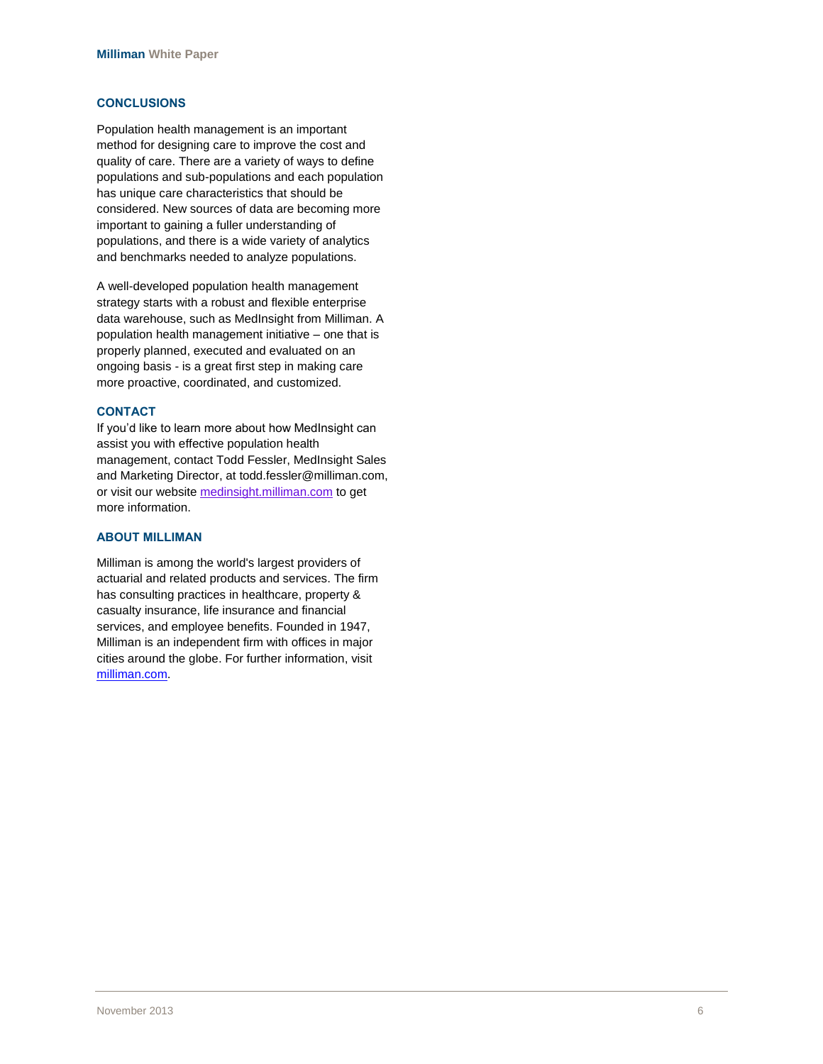## CONCLUSIONS

Population health management is an important method for designing care to improve the cost and quality of care. There are a variety of ways to define populations and sub-populations and each population has unique care characteristics that should be considered. New sources of data are becoming more important to gaining a fuller understanding of populations, and there is a wide variety of analytics and benchmarks needed to analyze populations.

A well-developed population health management strategy starts with a robust and flexible enterprise data warehouse, such as MedInsight from Milliman. A population health management initiative – one that is properly planned, executed and evaluated on an ongoing basis - is a great first step in making care more proactive, coordinated, and customized.

## CONTACT

If you'd like to learn more about how MedInsight can assist you with effective population health management, contact Todd Fessler, MedInsight Sales and Marketing Director, at todd.fessler@milliman.com, or visit our website [medinsight.milliman.com](http://medinsight.milliman.com) to get more information.

## ABOUT MILLIMAN

Milliman is among the world's largest providers of actuarial and related products and services. The firm has consulting practices in healthcare, property & casualty insurance, life insurance and financial services, and employee benefits. Founded in 1947, Milliman is an independent firm with offices in major cities around the globe. For further information, visit [milliman.com](http://milliman.com).